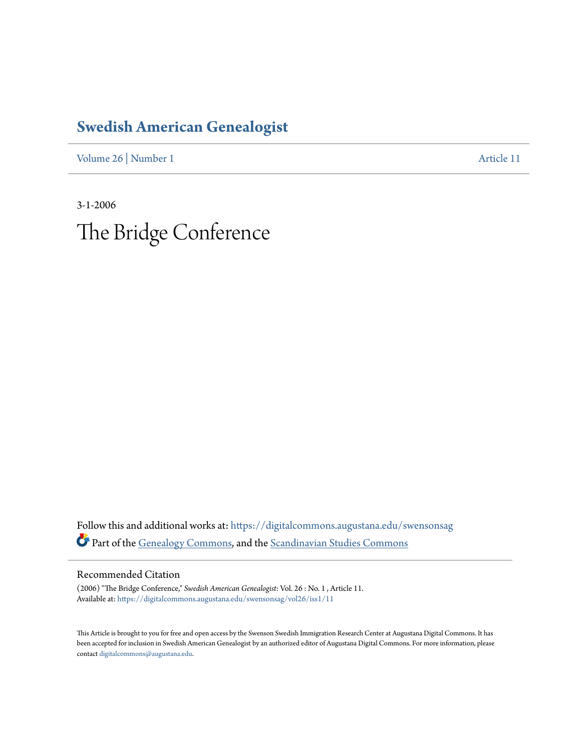# Swedish American Genealogist

Volume 26 | Number 1 Article 11

3-1-2006

# The Bridge Conference

Follow this and additional works at: https://digitalcommons.augustana.edu/swensonsag

Part of the Genealogy Commons, and the Scandinavian Studies Commons

## Recommended Citation

(2006) "The Bridge Conference," *Swedish American Genealogist*: Vol. 26 : No. 1 , Article 11.
Available at: https://digitalcommons.augustana.edu/swensonsag/vol26/iss1/11

This Article is brought to you for free and open access by the Swenson Swedish Immigration Research Center at Augustana Digital Commons. It has been accepted for inclusion in Swedish American Genealogist by an authorized editor of Augustana Digital Commons. For more information, please contact digitalcommons@augustana.edu.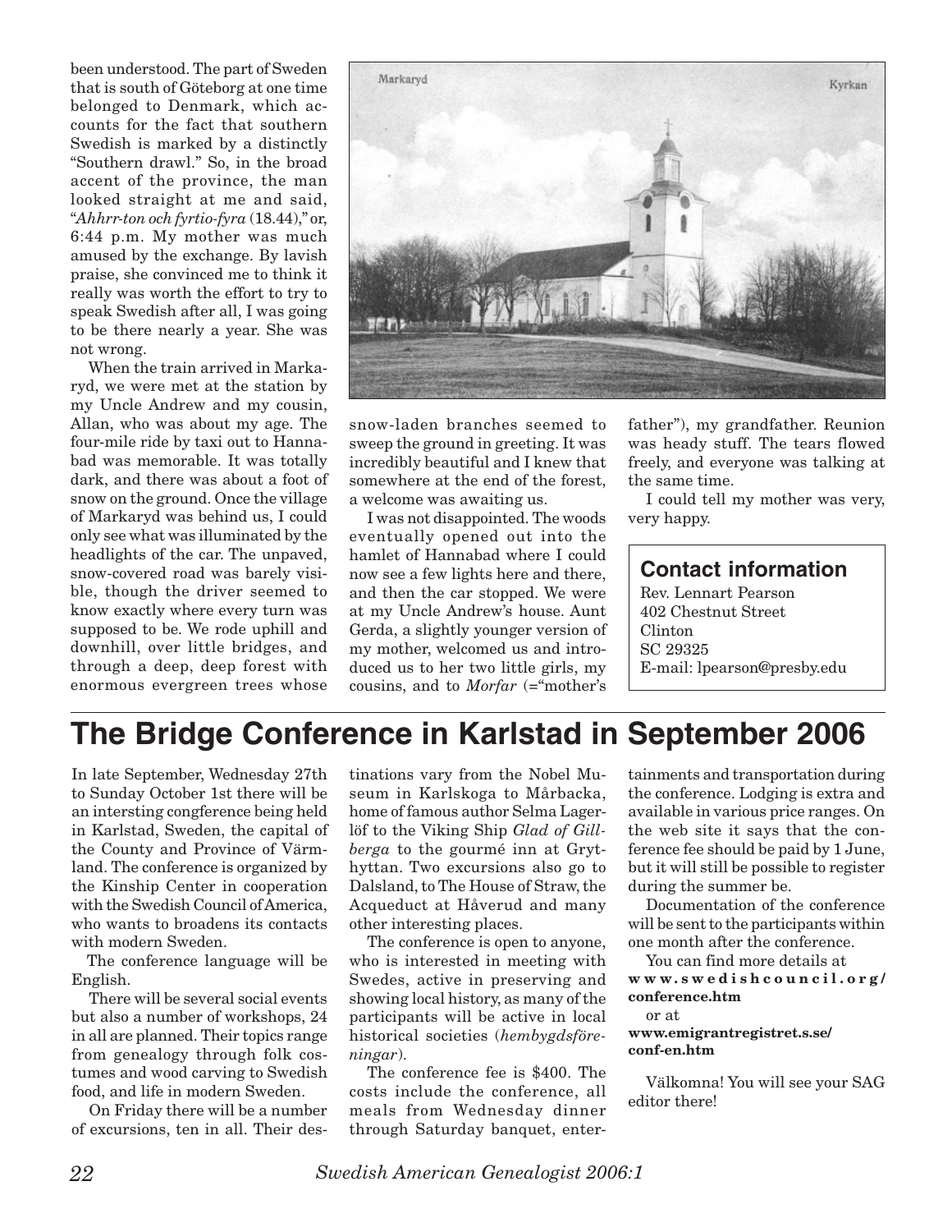been understood. The part of Sweden that is south of Göteborg at one time belonged to Denmark, which accounts for the fact that southern Swedish is marked by a distinctly "Southern drawl." So, in the broad accent of the province, the man looked straight at me and said, "*Ahhrr-ton och fyrtio-fyra* (18.44)," or, 6:44 p.m. My mother was much amused by the exchange. By lavish praise, she convinced me to think it really was worth the effort to try to speak Swedish after all, I was going to be there nearly a year. She was not wrong.

When the train arrived in Markaryd, we were met at the station by my Uncle Andrew and my cousin, Allan, who was about my age. The four-mile ride by taxi out to Hannabad was memorable. It was totally dark, and there was about a foot of snow on the ground. Once the village of Markaryd was behind us, I could only see what was illuminated by the headlights of the car. The unpaved, snow-covered road was barely visible, though the driver seemed to know exactly where every turn was supposed to be. We rode uphill and downhill, over little bridges, and through a deep, deep forest with enormous evergreen trees whose snow-laden branches seemed to sweep the ground in greeting. It was incredibly beautiful and I knew that somewhere at the end of the forest, a welcome was awaiting us.

Markaryd Kyrkan

I was not disappointed. The woods eventually opened out into the hamlet of Hannabad where I could now see a few lights here and there, and then the car stopped. We were at my Uncle Andrew's house. Aunt Gerda, a slightly younger version of my mother, welcomed us and introduced us to her two little girls, my cousins, and to *Morfar* (="mother's father"), my grandfather. Reunion was heady stuff. The tears flowed freely, and everyone was talking at the same time.

I could tell my mother was very, very happy.

### Contact information

Rev. Lennart Pearson
402 Chestnut Street
Clinton
SC 29325
E-mail: lpearson@presby.edu

## The Bridge Conference in Karlstad in September 2006

In late September, Wednesday 27th to Sunday October 1st there will be an intersting congference being held in Karlstad, Sweden, the capital of the County and Province of Värmland. The conference is organized by the Kinship Center in cooperation with the Swedish Council of America, who wants to broadens its contacts with modern Sweden.

The conference language will be English.

There will be several social events but also a number of workshops, 24 in all are planned. Their topics range from genealogy through folk costumes and wood carving to Swedish food, and life in modern Sweden.

On Friday there will be a number of excursions, ten in all. Their destinations vary from the Nobel Museum in Karlskoga to Mårbacka, home of famous author Selma Lagerlöf to the Viking Ship *Glad of Gillberga* to the gourmé inn at Grythyttan. Two excursions also go to Dalsland, to The House of Straw, the Acqueduct at Håverud and many other interesting places.

The conference is open to anyone, who is interested in meeting with Swedes, active in preserving and showing local history, as many of the participants will be active in local historical societies (*hembygdsföreningar*).

The conference fee is $400. The costs include the conference, all meals from Wednesday dinner through Saturday banquet, entertainments and transportation during the conference. Lodging is extra and available in various price ranges. On the web site it says that the conference fee should be paid by 1 June, but it will still be possible to register during the summer be.

Documentation of the conference will be sent to the participants within one month after the conference.

You can find more details at **www.swedishcouncil.org/conference.htm**

or at

**www.emigrantregistret.s.se/conf-en.htm**

Välkomna! You will see your SAG editor there!